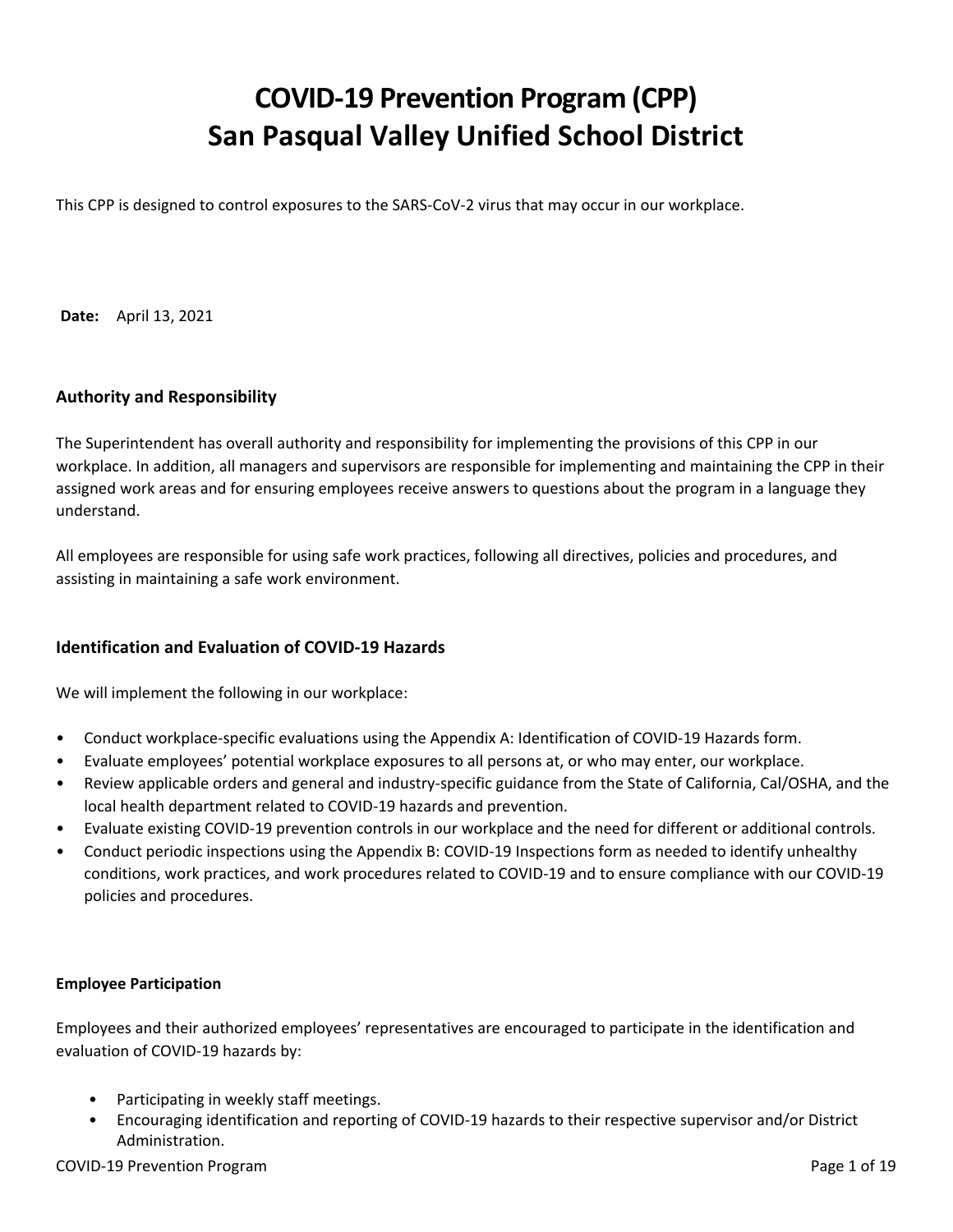# COVID-19 Prevention Program (CPP)
# San Pasqual Valley Unified School District

This CPP is designed to control exposures to the SARS-CoV-2 virus that may occur in our workplace.

**Date:** April 13, 2021

### Authority and Responsibility

The Superintendent has overall authority and responsibility for implementing the provisions of this CPP in our workplace. In addition, all managers and supervisors are responsible for implementing and maintaining the CPP in their assigned work areas and for ensuring employees receive answers to questions about the program in a language they understand.

All employees are responsible for using safe work practices, following all directives, policies and procedures, and assisting in maintaining a safe work environment.

### Identification and Evaluation of COVID-19 Hazards

We will implement the following in our workplace:

- Conduct workplace-specific evaluations using the Appendix A: Identification of COVID-19 Hazards form.
- Evaluate employees' potential workplace exposures to all persons at, or who may enter, our workplace.
- Review applicable orders and general and industry-specific guidance from the State of California, Cal/OSHA, and the local health department related to COVID-19 hazards and prevention.
- Evaluate existing COVID-19 prevention controls in our workplace and the need for different or additional controls.
- Conduct periodic inspections using the Appendix B: COVID-19 Inspections form as needed to identify unhealthy conditions, work practices, and work procedures related to COVID-19 and to ensure compliance with our COVID-19 policies and procedures.

#### Employee Participation

Employees and their authorized employees' representatives are encouraged to participate in the identification and evaluation of COVID-19 hazards by:

- Participating in weekly staff meetings.
- Encouraging identification and reporting of COVID-19 hazards to their respective supervisor and/or District Administration.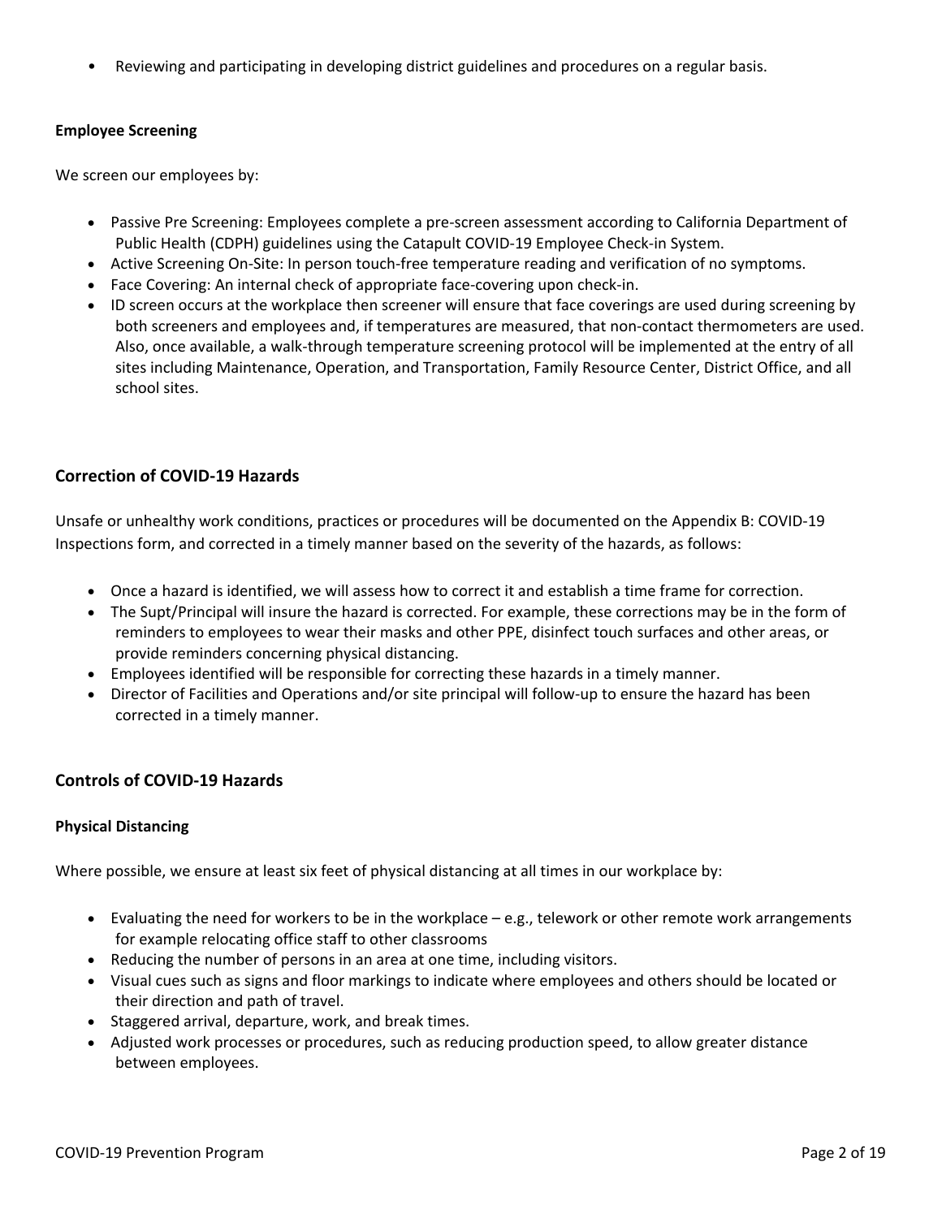- Reviewing and participating in developing district guidelines and procedures on a regular basis.

#### Employee Screening

We screen our employees by:

- Passive Pre Screening: Employees complete a pre-screen assessment according to California Department of Public Health (CDPH) guidelines using the Catapult COVID-19 Employee Check-in System.
- Active Screening On-Site: In person touch-free temperature reading and verification of no symptoms.
- Face Covering: An internal check of appropriate face-covering upon check-in.
- ID screen occurs at the workplace then screener will ensure that face coverings are used during screening by both screeners and employees and, if temperatures are measured, that non-contact thermometers are used. Also, once available, a walk-through temperature screening protocol will be implemented at the entry of all sites including Maintenance, Operation, and Transportation, Family Resource Center, District Office, and all school sites.

### Correction of COVID-19 Hazards

Unsafe or unhealthy work conditions, practices or procedures will be documented on the Appendix B: COVID-19 Inspections form, and corrected in a timely manner based on the severity of the hazards, as follows:

- Once a hazard is identified, we will assess how to correct it and establish a time frame for correction.
- The Supt/Principal will insure the hazard is corrected. For example, these corrections may be in the form of reminders to employees to wear their masks and other PPE, disinfect touch surfaces and other areas, or provide reminders concerning physical distancing.
- Employees identified will be responsible for correcting these hazards in a timely manner.
- Director of Facilities and Operations and/or site principal will follow-up to ensure the hazard has been corrected in a timely manner.

### Controls of COVID-19 Hazards

#### Physical Distancing

Where possible, we ensure at least six feet of physical distancing at all times in our workplace by:

- Evaluating the need for workers to be in the workplace – e.g., telework or other remote work arrangements for example relocating office staff to other classrooms
- Reducing the number of persons in an area at one time, including visitors.
- Visual cues such as signs and floor markings to indicate where employees and others should be located or their direction and path of travel.
- Staggered arrival, departure, work, and break times.
- Adjusted work processes or procedures, such as reducing production speed, to allow greater distance between employees.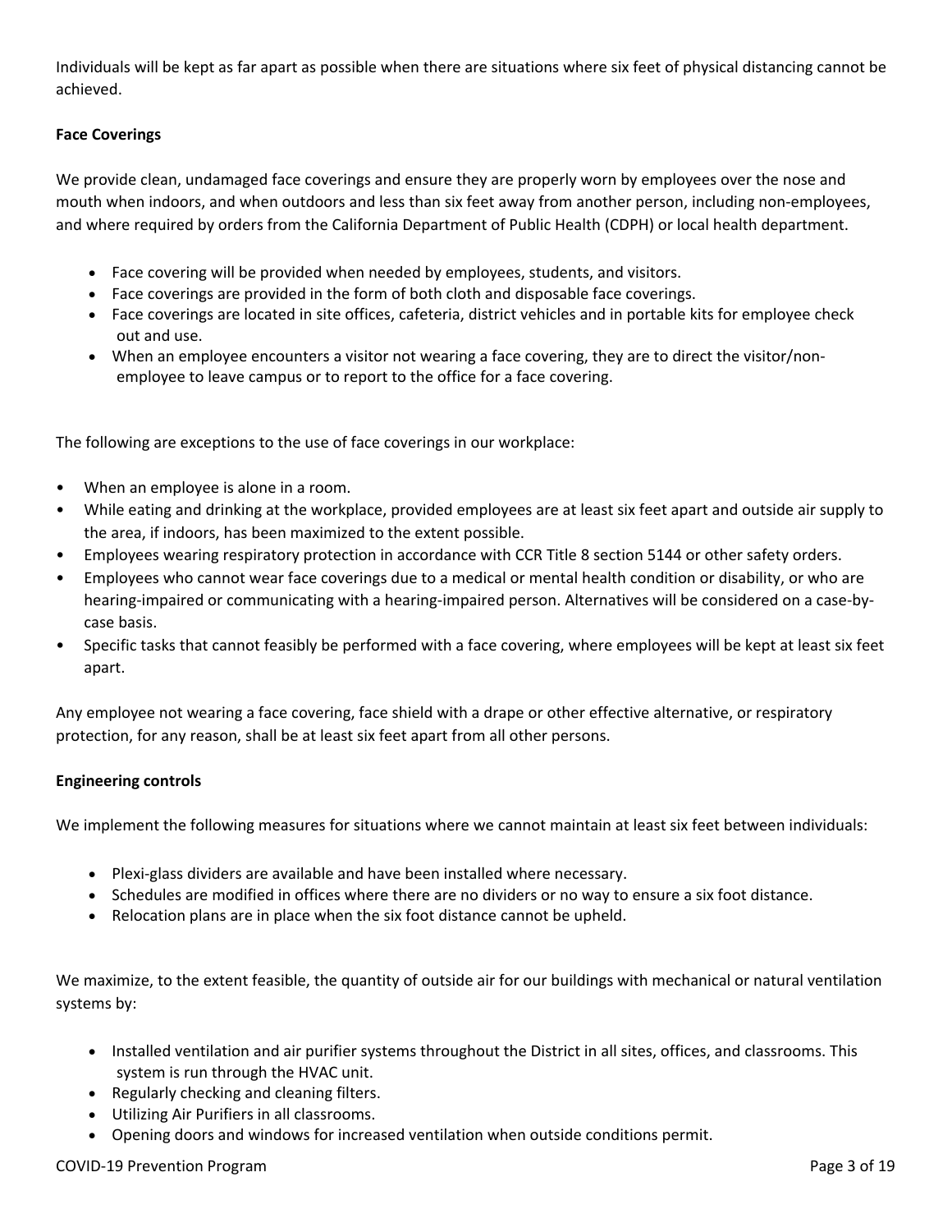Individuals will be kept as far apart as possible when there are situations where six feet of physical distancing cannot be achieved.

**Face Coverings**

We provide clean, undamaged face coverings and ensure they are properly worn by employees over the nose and mouth when indoors, and when outdoors and less than six feet away from another person, including non-employees, and where required by orders from the California Department of Public Health (CDPH) or local health department.

- Face covering will be provided when needed by employees, students, and visitors.
- Face coverings are provided in the form of both cloth and disposable face coverings.
- Face coverings are located in site offices, cafeteria, district vehicles and in portable kits for employee check out and use.
- When an employee encounters a visitor not wearing a face covering, they are to direct the visitor/non-employee to leave campus or to report to the office for a face covering.

The following are exceptions to the use of face coverings in our workplace:

- When an employee is alone in a room.
- While eating and drinking at the workplace, provided employees are at least six feet apart and outside air supply to the area, if indoors, has been maximized to the extent possible.
- Employees wearing respiratory protection in accordance with CCR Title 8 section 5144 or other safety orders.
- Employees who cannot wear face coverings due to a medical or mental health condition or disability, or who are hearing-impaired or communicating with a hearing-impaired person. Alternatives will be considered on a case-by-case basis.
- Specific tasks that cannot feasibly be performed with a face covering, where employees will be kept at least six feet apart.

Any employee not wearing a face covering, face shield with a drape or other effective alternative, or respiratory protection, for any reason, shall be at least six feet apart from all other persons.

**Engineering controls**

We implement the following measures for situations where we cannot maintain at least six feet between individuals:

- Plexi-glass dividers are available and have been installed where necessary.
- Schedules are modified in offices where there are no dividers or no way to ensure a six foot distance.
- Relocation plans are in place when the six foot distance cannot be upheld.

We maximize, to the extent feasible, the quantity of outside air for our buildings with mechanical or natural ventilation systems by:

- Installed ventilation and air purifier systems throughout the District in all sites, offices, and classrooms. This system is run through the HVAC unit.
- Regularly checking and cleaning filters.
- Utilizing Air Purifiers in all classrooms.
- Opening doors and windows for increased ventilation when outside conditions permit.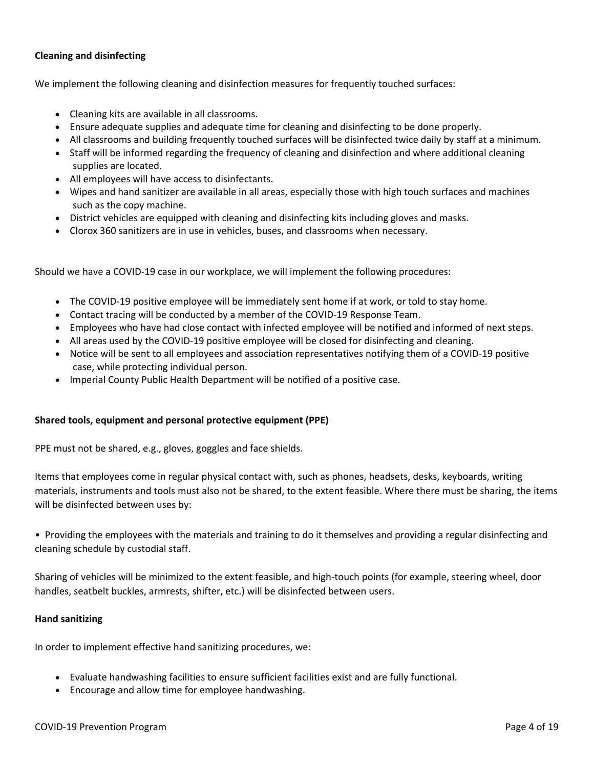**Cleaning and disinfecting**

We implement the following cleaning and disinfection measures for frequently touched surfaces:

- Cleaning kits are available in all classrooms.
- Ensure adequate supplies and adequate time for cleaning and disinfecting to be done properly.
- All classrooms and building frequently touched surfaces will be disinfected twice daily by staff at a minimum.
- Staff will be informed regarding the frequency of cleaning and disinfection and where additional cleaning supplies are located.
- All employees will have access to disinfectants.
- Wipes and hand sanitizer are available in all areas, especially those with high touch surfaces and machines such as the copy machine.
- District vehicles are equipped with cleaning and disinfecting kits including gloves and masks.
- Clorox 360 sanitizers are in use in vehicles, buses, and classrooms when necessary.

Should we have a COVID-19 case in our workplace, we will implement the following procedures:

- The COVID-19 positive employee will be immediately sent home if at work, or told to stay home.
- Contact tracing will be conducted by a member of the COVID-19 Response Team.
- Employees who have had close contact with infected employee will be notified and informed of next steps.
- All areas used by the COVID-19 positive employee will be closed for disinfecting and cleaning.
- Notice will be sent to all employees and association representatives notifying them of a COVID-19 positive case, while protecting individual person.
- Imperial County Public Health Department will be notified of a positive case.

**Shared tools, equipment and personal protective equipment (PPE)**

PPE must not be shared, e.g., gloves, goggles and face shields.

Items that employees come in regular physical contact with, such as phones, headsets, desks, keyboards, writing materials, instruments and tools must also not be shared, to the extent feasible. Where there must be sharing, the items will be disinfected between uses by:

- Providing the employees with the materials and training to do it themselves and providing a regular disinfecting and cleaning schedule by custodial staff.

Sharing of vehicles will be minimized to the extent feasible, and high-touch points (for example, steering wheel, door handles, seatbelt buckles, armrests, shifter, etc.) will be disinfected between users.

**Hand sanitizing**

In order to implement effective hand sanitizing procedures, we:

- Evaluate handwashing facilities to ensure sufficient facilities exist and are fully functional.
- Encourage and allow time for employee handwashing.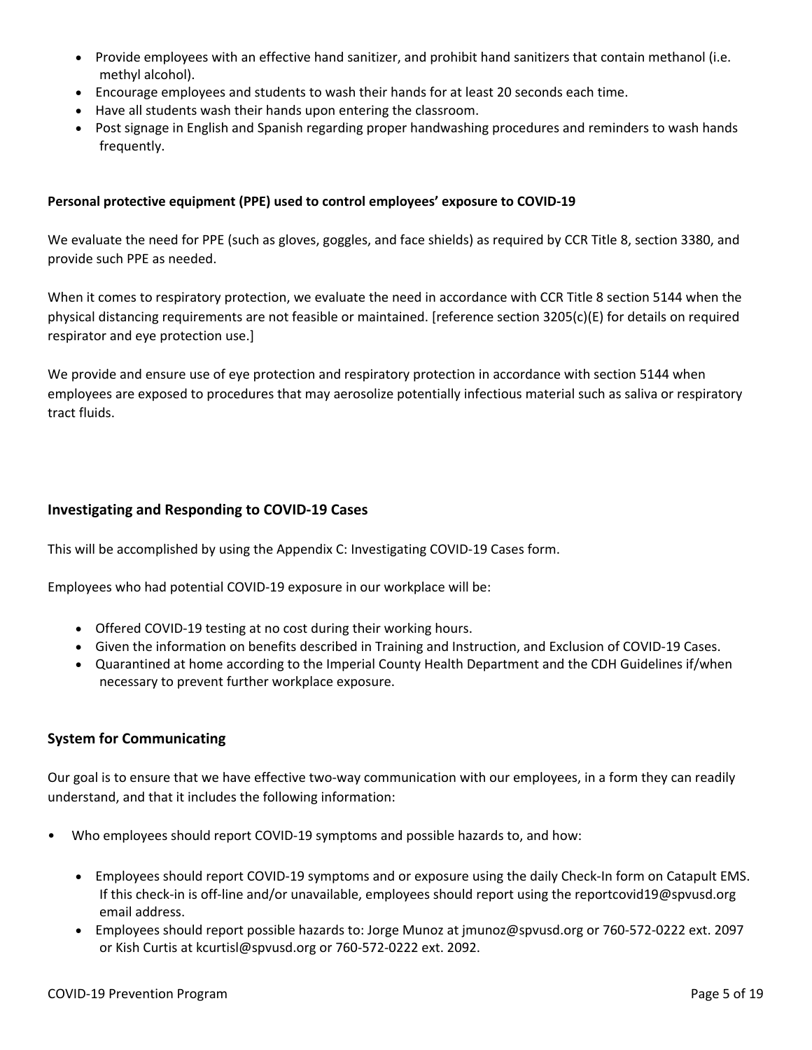- Provide employees with an effective hand sanitizer, and prohibit hand sanitizers that contain methanol (i.e. methyl alcohol).
- Encourage employees and students to wash their hands for at least 20 seconds each time.
- Have all students wash their hands upon entering the classroom.
- Post signage in English and Spanish regarding proper handwashing procedures and reminders to wash hands frequently.

**Personal protective equipment (PPE) used to control employees' exposure to COVID-19**

We evaluate the need for PPE (such as gloves, goggles, and face shields) as required by CCR Title 8, section 3380, and provide such PPE as needed.

When it comes to respiratory protection, we evaluate the need in accordance with CCR Title 8 section 5144 when the physical distancing requirements are not feasible or maintained. [reference section 3205(c)(E) for details on required respirator and eye protection use.]

We provide and ensure use of eye protection and respiratory protection in accordance with section 5144 when employees are exposed to procedures that may aerosolize potentially infectious material such as saliva or respiratory tract fluids.

## Investigating and Responding to COVID-19 Cases

This will be accomplished by using the Appendix C: Investigating COVID-19 Cases form.

Employees who had potential COVID-19 exposure in our workplace will be:

- Offered COVID-19 testing at no cost during their working hours.
- Given the information on benefits described in Training and Instruction, and Exclusion of COVID-19 Cases.
- Quarantined at home according to the Imperial County Health Department and the CDH Guidelines if/when necessary to prevent further workplace exposure.

## System for Communicating

Our goal is to ensure that we have effective two-way communication with our employees, in a form they can readily understand, and that it includes the following information:

- Who employees should report COVID-19 symptoms and possible hazards to, and how:
  - Employees should report COVID-19 symptoms and or exposure using the daily Check-In form on Catapult EMS. If this check-in is off-line and/or unavailable, employees should report using the reportcovid19@spvusd.org email address.
  - Employees should report possible hazards to: Jorge Munoz at jmunoz@spvusd.org or 760-572-0222 ext. 2097 or Kish Curtis at kcurtisl@spvusd.org or 760-572-0222 ext. 2092.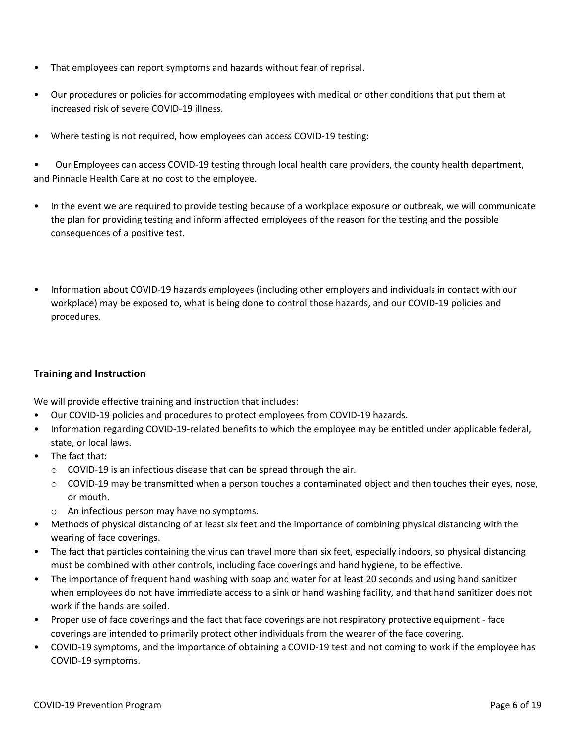- That employees can report symptoms and hazards without fear of reprisal.
- Our procedures or policies for accommodating employees with medical or other conditions that put them at increased risk of severe COVID-19 illness.
- Where testing is not required, how employees can access COVID-19 testing:
- Our Employees can access COVID-19 testing through local health care providers, the county health department, and Pinnacle Health Care at no cost to the employee.
- In the event we are required to provide testing because of a workplace exposure or outbreak, we will communicate the plan for providing testing and inform affected employees of the reason for the testing and the possible consequences of a positive test.
- Information about COVID-19 hazards employees (including other employers and individuals in contact with our workplace) may be exposed to, what is being done to control those hazards, and our COVID-19 policies and procedures.

### Training and Instruction

We will provide effective training and instruction that includes:

- Our COVID-19 policies and procedures to protect employees from COVID-19 hazards.
- Information regarding COVID-19-related benefits to which the employee may be entitled under applicable federal, state, or local laws.
- The fact that:
  - COVID-19 is an infectious disease that can be spread through the air.
  - COVID-19 may be transmitted when a person touches a contaminated object and then touches their eyes, nose, or mouth.
  - An infectious person may have no symptoms.
- Methods of physical distancing of at least six feet and the importance of combining physical distancing with the wearing of face coverings.
- The fact that particles containing the virus can travel more than six feet, especially indoors, so physical distancing must be combined with other controls, including face coverings and hand hygiene, to be effective.
- The importance of frequent hand washing with soap and water for at least 20 seconds and using hand sanitizer when employees do not have immediate access to a sink or hand washing facility, and that hand sanitizer does not work if the hands are soiled.
- Proper use of face coverings and the fact that face coverings are not respiratory protective equipment - face coverings are intended to primarily protect other individuals from the wearer of the face covering.
- COVID-19 symptoms, and the importance of obtaining a COVID-19 test and not coming to work if the employee has COVID-19 symptoms.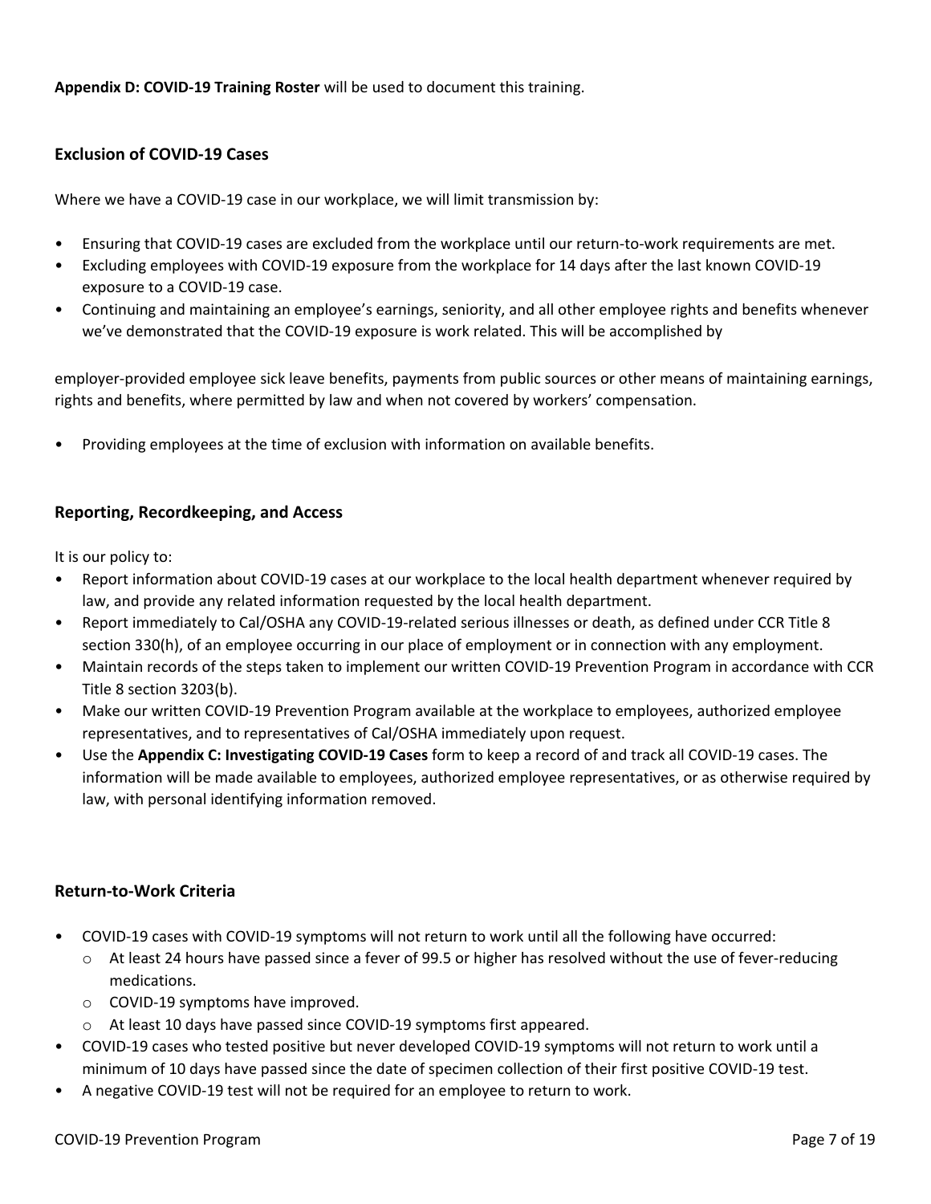**Appendix D: COVID-19 Training Roster** will be used to document this training.

### Exclusion of COVID-19 Cases

Where we have a COVID-19 case in our workplace, we will limit transmission by:

- Ensuring that COVID-19 cases are excluded from the workplace until our return-to-work requirements are met.
- Excluding employees with COVID-19 exposure from the workplace for 14 days after the last known COVID-19 exposure to a COVID-19 case.
- Continuing and maintaining an employee's earnings, seniority, and all other employee rights and benefits whenever we've demonstrated that the COVID-19 exposure is work related. This will be accomplished by

employer-provided employee sick leave benefits, payments from public sources or other means of maintaining earnings, rights and benefits, where permitted by law and when not covered by workers' compensation.

- Providing employees at the time of exclusion with information on available benefits.

### Reporting, Recordkeeping, and Access

It is our policy to:

- Report information about COVID-19 cases at our workplace to the local health department whenever required by law, and provide any related information requested by the local health department.
- Report immediately to Cal/OSHA any COVID-19-related serious illnesses or death, as defined under CCR Title 8 section 330(h), of an employee occurring in our place of employment or in connection with any employment.
- Maintain records of the steps taken to implement our written COVID-19 Prevention Program in accordance with CCR Title 8 section 3203(b).
- Make our written COVID-19 Prevention Program available at the workplace to employees, authorized employee representatives, and to representatives of Cal/OSHA immediately upon request.
- Use the **Appendix C: Investigating COVID-19 Cases** form to keep a record of and track all COVID-19 cases. The information will be made available to employees, authorized employee representatives, or as otherwise required by law, with personal identifying information removed.

### Return-to-Work Criteria

- COVID-19 cases with COVID-19 symptoms will not return to work until all the following have occurred:
  - At least 24 hours have passed since a fever of 99.5 or higher has resolved without the use of fever-reducing medications.
  - COVID-19 symptoms have improved.
  - At least 10 days have passed since COVID-19 symptoms first appeared.
- COVID-19 cases who tested positive but never developed COVID-19 symptoms will not return to work until a minimum of 10 days have passed since the date of specimen collection of their first positive COVID-19 test.
- A negative COVID-19 test will not be required for an employee to return to work.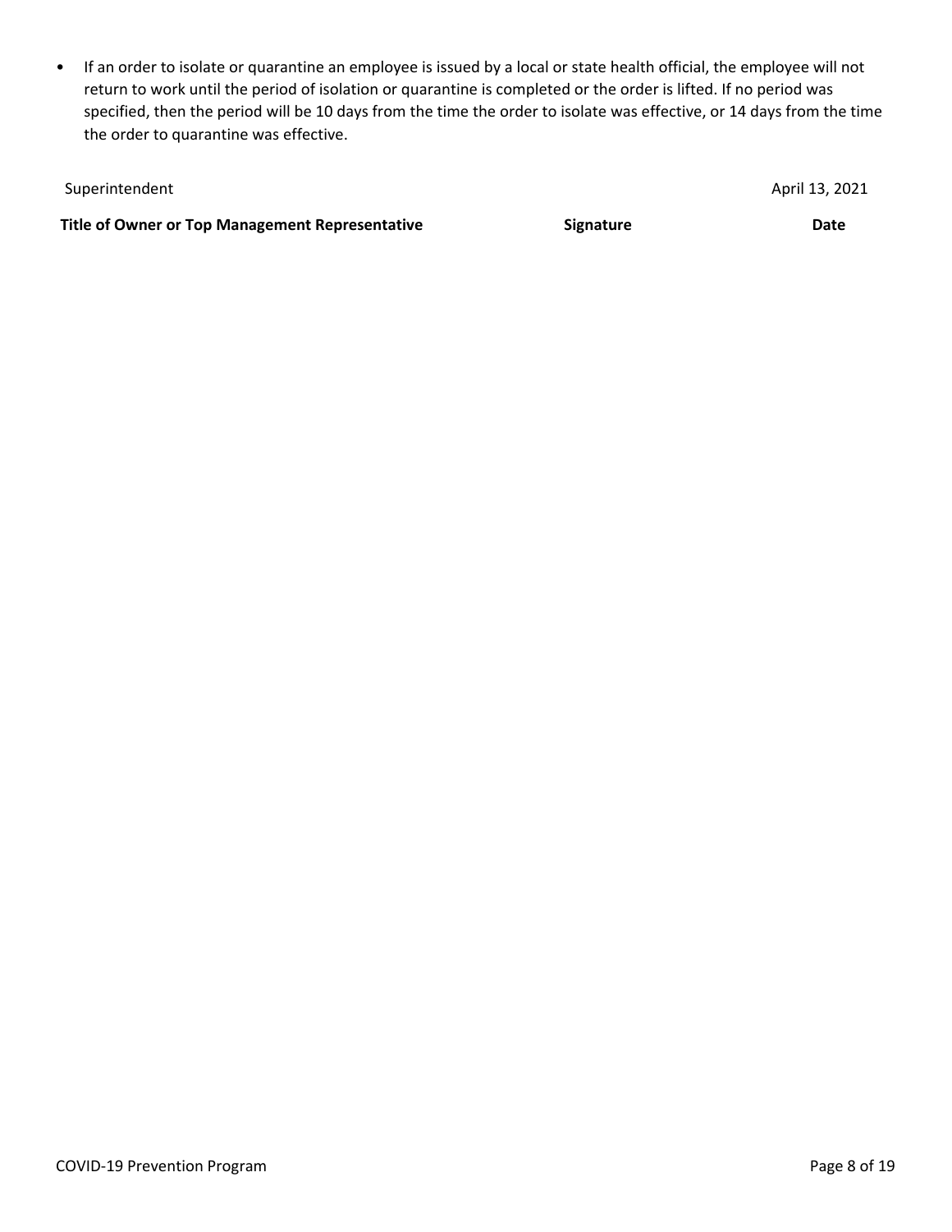- If an order to isolate or quarantine an employee is issued by a local or state health official, the employee will not return to work until the period of isolation or quarantine is completed or the order is lifted. If no period was specified, then the period will be 10 days from the time the order to isolate was effective, or 14 days from the time the order to quarantine was effective.

| Superintendent | | April 13, 2021 |
| --- | --- | --- |
| **Title of Owner or Top Management Representative** | **Signature** | **Date** |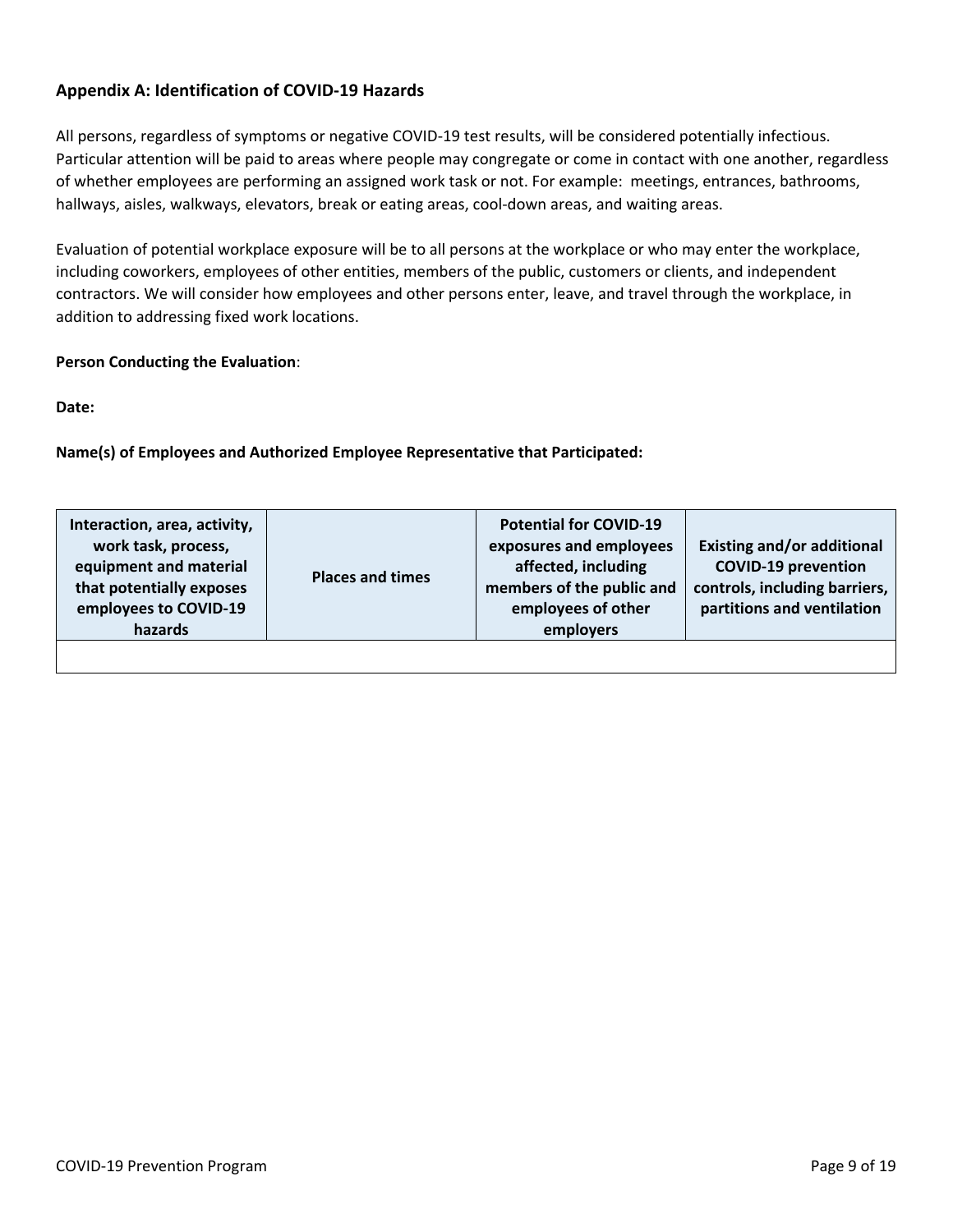## Appendix A: Identification of COVID-19 Hazards

All persons, regardless of symptoms or negative COVID-19 test results, will be considered potentially infectious. Particular attention will be paid to areas where people may congregate or come in contact with one another, regardless of whether employees are performing an assigned work task or not. For example: meetings, entrances, bathrooms, hallways, aisles, walkways, elevators, break or eating areas, cool-down areas, and waiting areas.

Evaluation of potential workplace exposure will be to all persons at the workplace or who may enter the workplace, including coworkers, employees of other entities, members of the public, customers or clients, and independent contractors. We will consider how employees and other persons enter, leave, and travel through the workplace, in addition to addressing fixed work locations.

**Person Conducting the Evaluation**:

**Date:**

**Name(s) of Employees and Authorized Employee Representative that Participated:**

| Interaction, area, activity, work task, process, equipment and material that potentially exposes employees to COVID-19 hazards | Places and times | Potential for COVID-19 exposures and employees affected, including members of the public and employees of other employers | Existing and/or additional COVID-19 prevention controls, including barriers, partitions and ventilation |
|---|---|---|---|
| | | | |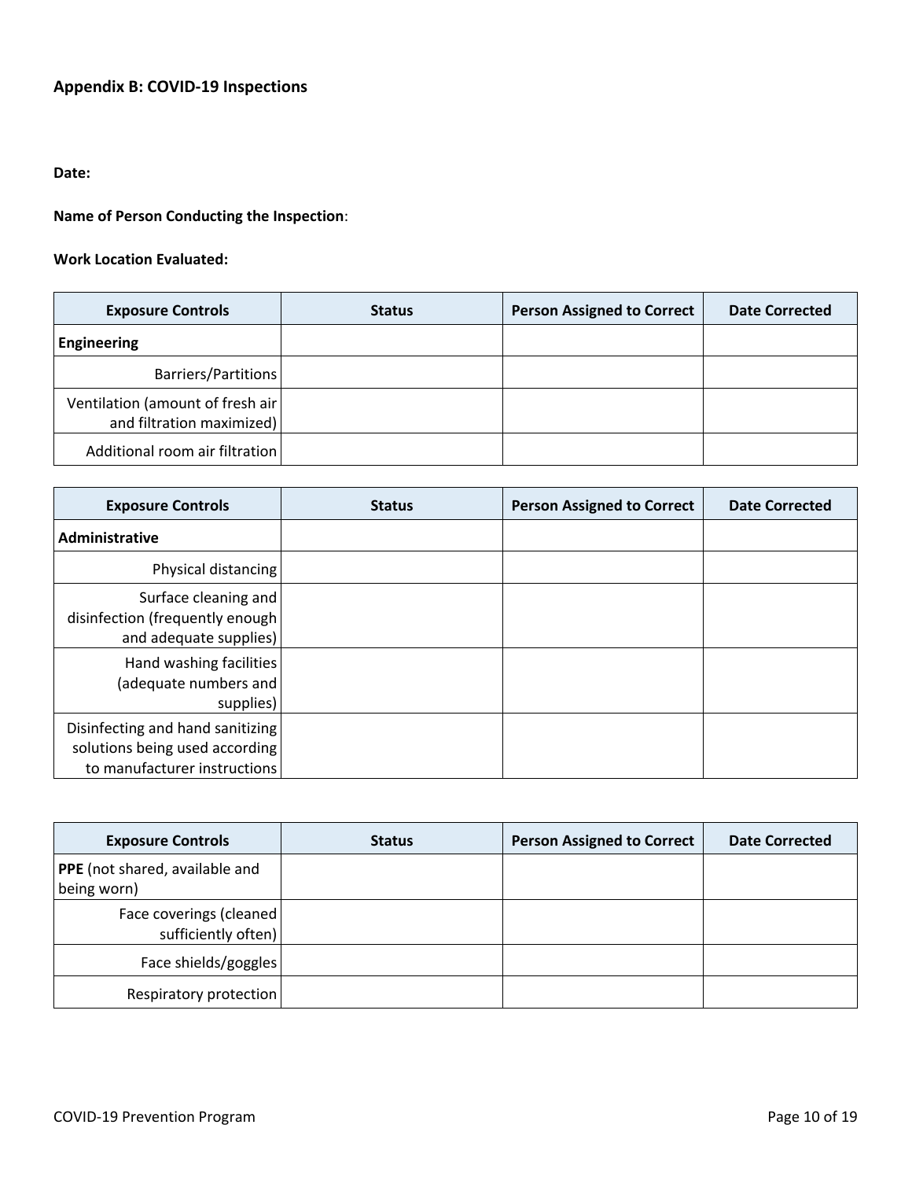## Appendix B: COVID-19 Inspections

**Date:**

**Name of Person Conducting the Inspection**:

**Work Location Evaluated:**

| Exposure Controls | Status | Person Assigned to Correct | Date Corrected |
|---|---|---|---|
| **Engineering** | | | |
| Barriers/Partitions | | | |
| Ventilation (amount of fresh air and filtration maximized) | | | |
| Additional room air filtration | | | |

| Exposure Controls | Status | Person Assigned to Correct | Date Corrected |
|---|---|---|---|
| **Administrative** | | | |
| Physical distancing | | | |
| Surface cleaning and disinfection (frequently enough and adequate supplies) | | | |
| Hand washing facilities (adequate numbers and supplies) | | | |
| Disinfecting and hand sanitizing solutions being used according to manufacturer instructions | | | |

| Exposure Controls | Status | Person Assigned to Correct | Date Corrected |
|---|---|---|---|
| **PPE** (not shared, available and being worn) | | | |
| Face coverings (cleaned sufficiently often) | | | |
| Face shields/goggles | | | |
| Respiratory protection | | | |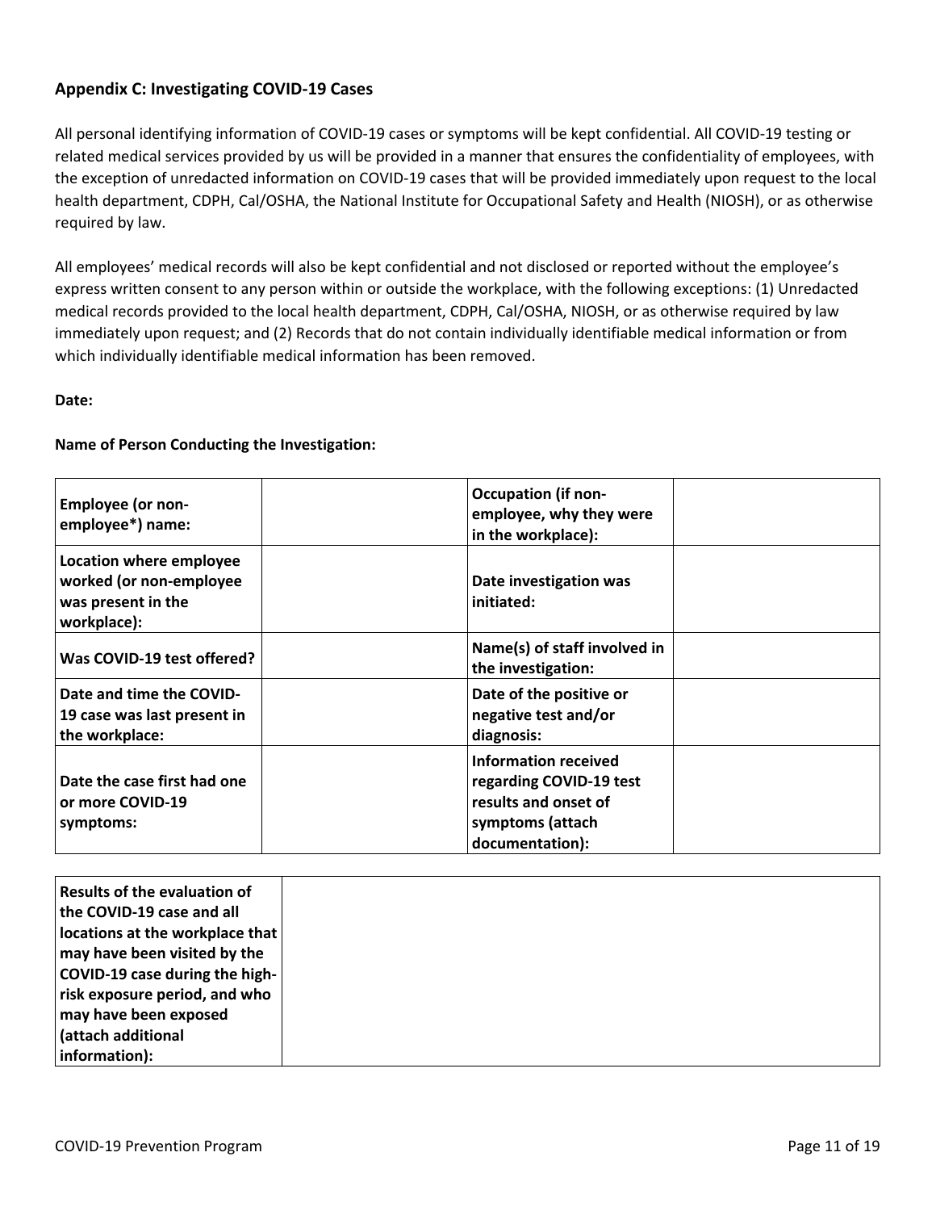## Appendix C: Investigating COVID-19 Cases

All personal identifying information of COVID-19 cases or symptoms will be kept confidential. All COVID-19 testing or related medical services provided by us will be provided in a manner that ensures the confidentiality of employees, with the exception of unredacted information on COVID-19 cases that will be provided immediately upon request to the local health department, CDPH, Cal/OSHA, the National Institute for Occupational Safety and Health (NIOSH), or as otherwise required by law.

All employees' medical records will also be kept confidential and not disclosed or reported without the employee's express written consent to any person within or outside the workplace, with the following exceptions: (1) Unredacted medical records provided to the local health department, CDPH, Cal/OSHA, NIOSH, or as otherwise required by law immediately upon request; and (2) Records that do not contain individually identifiable medical information or from which individually identifiable medical information has been removed.

**Date:**

**Name of Person Conducting the Investigation:**

| | | | |
|---|---|---|---|
| **Employee (or non-employee*) name:** | | **Occupation (if non-employee, why they were in the workplace):** | |
| **Location where employee worked (or non-employee was present in the workplace):** | | **Date investigation was initiated:** | |
| **Was COVID-19 test offered?** | | **Name(s) of staff involved in the investigation:** | |
| **Date and time the COVID-19 case was last present in the workplace:** | | **Date of the positive or negative test and/or diagnosis:** | |
| **Date the case first had one or more COVID-19 symptoms:** | | **Information received regarding COVID-19 test results and onset of symptoms (attach documentation):** | |

| | |
|---|---|
| **Results of the evaluation of the COVID-19 case and all locations at the workplace that may have been visited by the COVID-19 case during the high-risk exposure period, and who may have been exposed (attach additional information):** | |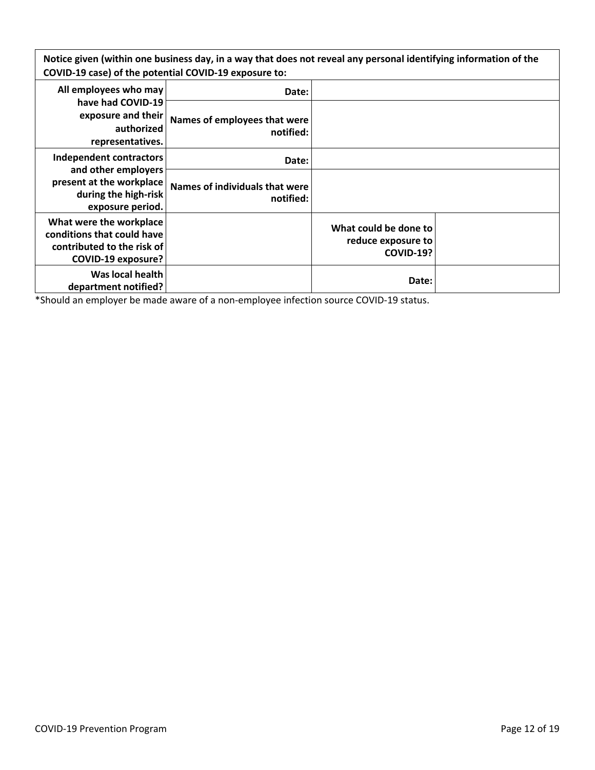| Notice given (within one business day, in a way that does not reveal any personal identifying information of the COVID-19 case) of the potential COVID-19 exposure to: | | | |
|---|---|---|---|
| **All employees who may have had COVID-19 exposure and their authorized representatives.** | **Date:** | | |
| | **Names of employees that were notified:** | | |
| **Independent contractors and other employers present at the workplace during the high-risk exposure period.** | **Date:** | | |
| | **Names of individuals that were notified:** | | |
| **What were the workplace conditions that could have contributed to the risk of COVID-19 exposure?** | | **What could be done to reduce exposure to COVID-19?** | |
| **Was local health department notified?** | | **Date:** | |

*Should an employer be made aware of a non-employee infection source COVID-19 status.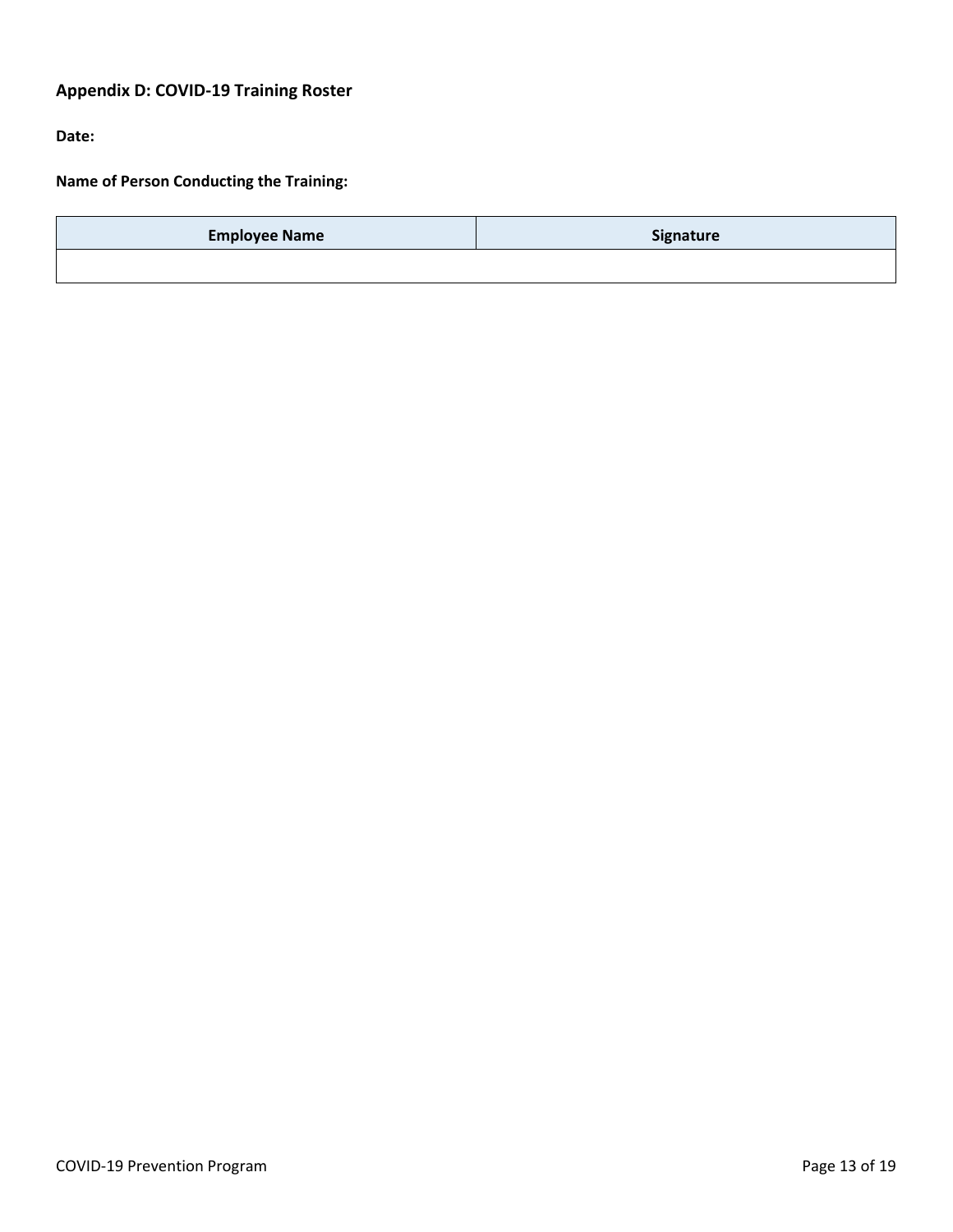**Appendix D: COVID-19 Training Roster**

**Date:**

**Name of Person Conducting the Training:**

| Employee Name | Signature |
| --- | --- |
| | |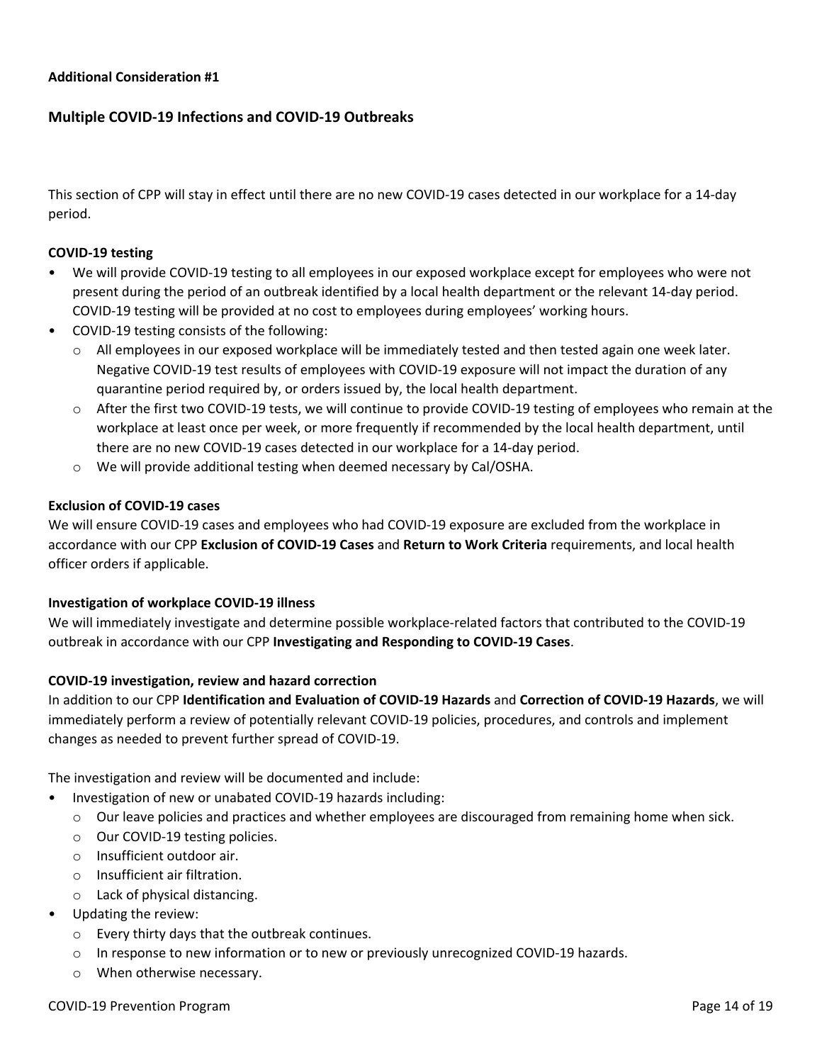**Additional Consideration #1**

## Multiple COVID-19 Infections and COVID-19 Outbreaks

This section of CPP will stay in effect until there are no new COVID-19 cases detected in our workplace for a 14-day period.

**COVID-19 testing**

- We will provide COVID-19 testing to all employees in our exposed workplace except for employees who were not present during the period of an outbreak identified by a local health department or the relevant 14-day period. COVID-19 testing will be provided at no cost to employees during employees' working hours.
- COVID-19 testing consists of the following:
  - All employees in our exposed workplace will be immediately tested and then tested again one week later. Negative COVID-19 test results of employees with COVID-19 exposure will not impact the duration of any quarantine period required by, or orders issued by, the local health department.
  - After the first two COVID-19 tests, we will continue to provide COVID-19 testing of employees who remain at the workplace at least once per week, or more frequently if recommended by the local health department, until there are no new COVID-19 cases detected in our workplace for a 14-day period.
  - We will provide additional testing when deemed necessary by Cal/OSHA.

**Exclusion of COVID-19 cases**

We will ensure COVID-19 cases and employees who had COVID-19 exposure are excluded from the workplace in accordance with our CPP **Exclusion of COVID-19 Cases** and **Return to Work Criteria** requirements, and local health officer orders if applicable.

**Investigation of workplace COVID-19 illness**

We will immediately investigate and determine possible workplace-related factors that contributed to the COVID-19 outbreak in accordance with our CPP **Investigating and Responding to COVID-19 Cases**.

**COVID-19 investigation, review and hazard correction**

In addition to our CPP **Identification and Evaluation of COVID-19 Hazards** and **Correction of COVID-19 Hazards**, we will immediately perform a review of potentially relevant COVID-19 policies, procedures, and controls and implement changes as needed to prevent further spread of COVID-19.

The investigation and review will be documented and include:

- Investigation of new or unabated COVID-19 hazards including:
  - Our leave policies and practices and whether employees are discouraged from remaining home when sick.
  - Our COVID-19 testing policies.
  - Insufficient outdoor air.
  - Insufficient air filtration.
  - Lack of physical distancing.
- Updating the review:
  - Every thirty days that the outbreak continues.
  - In response to new information or to new or previously unrecognized COVID-19 hazards.
  - When otherwise necessary.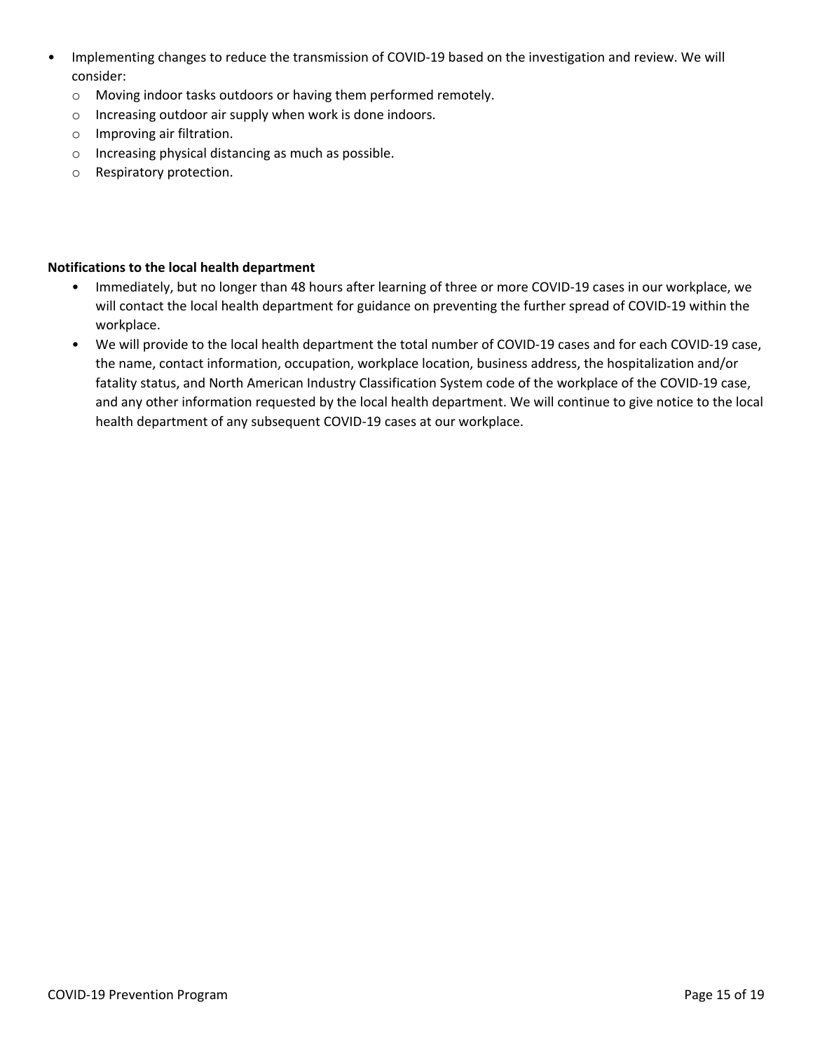- Implementing changes to reduce the transmission of COVID-19 based on the investigation and review. We will consider:
  - Moving indoor tasks outdoors or having them performed remotely.
  - Increasing outdoor air supply when work is done indoors.
  - Improving air filtration.
  - Increasing physical distancing as much as possible.
  - Respiratory protection.

**Notifications to the local health department**

- Immediately, but no longer than 48 hours after learning of three or more COVID-19 cases in our workplace, we will contact the local health department for guidance on preventing the further spread of COVID-19 within the workplace.
- We will provide to the local health department the total number of COVID-19 cases and for each COVID-19 case, the name, contact information, occupation, workplace location, business address, the hospitalization and/or fatality status, and North American Industry Classification System code of the workplace of the COVID-19 case, and any other information requested by the local health department. We will continue to give notice to the local health department of any subsequent COVID-19 cases at our workplace.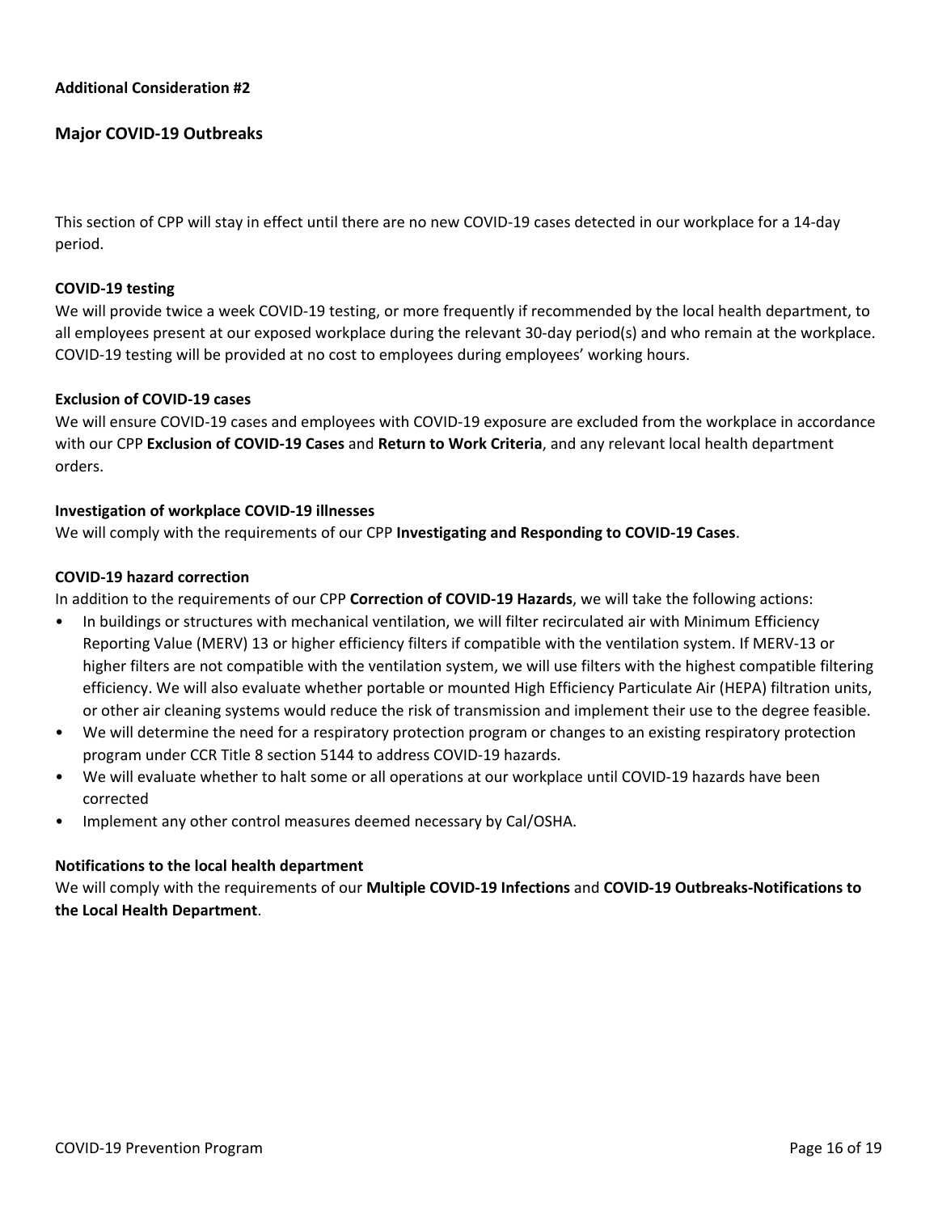**Additional Consideration #2**

## Major COVID-19 Outbreaks

This section of CPP will stay in effect until there are no new COVID-19 cases detected in our workplace for a 14-day period.

**COVID-19 testing**

We will provide twice a week COVID-19 testing, or more frequently if recommended by the local health department, to all employees present at our exposed workplace during the relevant 30-day period(s) and who remain at the workplace. COVID-19 testing will be provided at no cost to employees during employees' working hours.

**Exclusion of COVID-19 cases**

We will ensure COVID-19 cases and employees with COVID-19 exposure are excluded from the workplace in accordance with our CPP **Exclusion of COVID-19 Cases** and **Return to Work Criteria**, and any relevant local health department orders.

**Investigation of workplace COVID-19 illnesses**

We will comply with the requirements of our CPP **Investigating and Responding to COVID-19 Cases**.

**COVID-19 hazard correction**

In addition to the requirements of our CPP **Correction of COVID-19 Hazards**, we will take the following actions:

- In buildings or structures with mechanical ventilation, we will filter recirculated air with Minimum Efficiency Reporting Value (MERV) 13 or higher efficiency filters if compatible with the ventilation system. If MERV-13 or higher filters are not compatible with the ventilation system, we will use filters with the highest compatible filtering efficiency. We will also evaluate whether portable or mounted High Efficiency Particulate Air (HEPA) filtration units, or other air cleaning systems would reduce the risk of transmission and implement their use to the degree feasible.
- We will determine the need for a respiratory protection program or changes to an existing respiratory protection program under CCR Title 8 section 5144 to address COVID-19 hazards.
- We will evaluate whether to halt some or all operations at our workplace until COVID-19 hazards have been corrected
- Implement any other control measures deemed necessary by Cal/OSHA.

**Notifications to the local health department**

We will comply with the requirements of our **Multiple COVID-19 Infections** and **COVID-19 Outbreaks-Notifications to the Local Health Department**.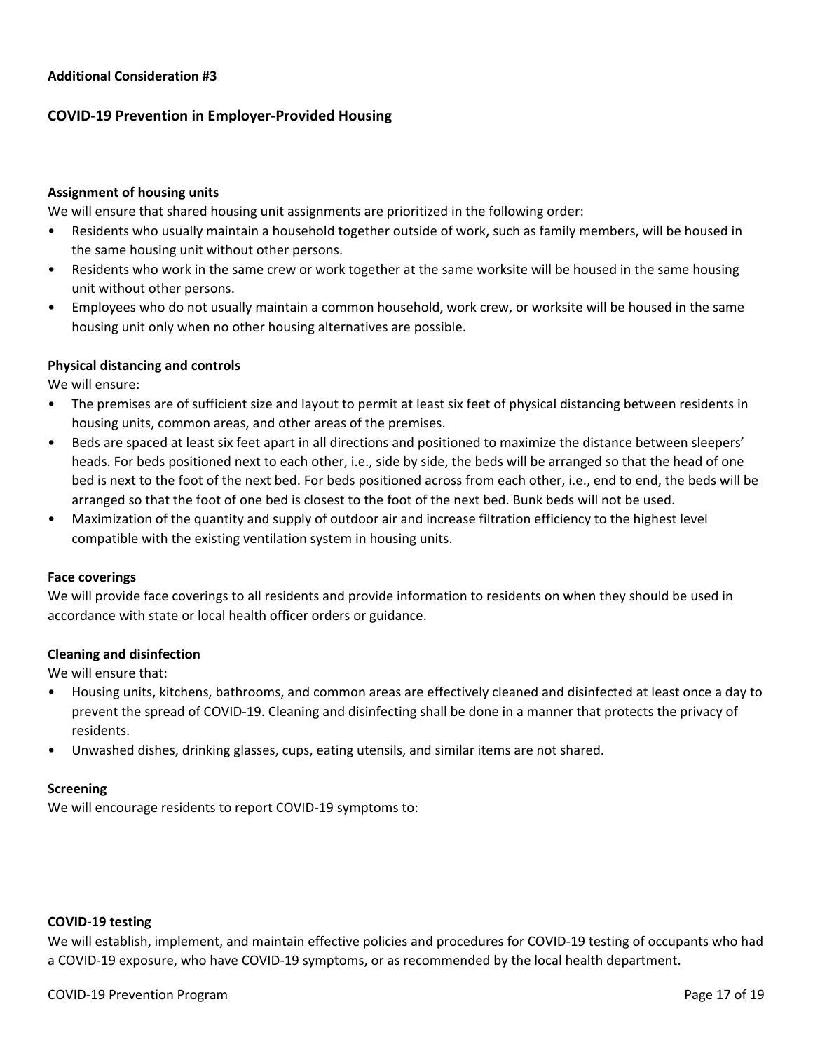**Additional Consideration #3**

## COVID-19 Prevention in Employer-Provided Housing

**Assignment of housing units**

We will ensure that shared housing unit assignments are prioritized in the following order:

- Residents who usually maintain a household together outside of work, such as family members, will be housed in the same housing unit without other persons.
- Residents who work in the same crew or work together at the same worksite will be housed in the same housing unit without other persons.
- Employees who do not usually maintain a common household, work crew, or worksite will be housed in the same housing unit only when no other housing alternatives are possible.

**Physical distancing and controls**

We will ensure:

- The premises are of sufficient size and layout to permit at least six feet of physical distancing between residents in housing units, common areas, and other areas of the premises.
- Beds are spaced at least six feet apart in all directions and positioned to maximize the distance between sleepers' heads. For beds positioned next to each other, i.e., side by side, the beds will be arranged so that the head of one bed is next to the foot of the next bed. For beds positioned across from each other, i.e., end to end, the beds will be arranged so that the foot of one bed is closest to the foot of the next bed. Bunk beds will not be used.
- Maximization of the quantity and supply of outdoor air and increase filtration efficiency to the highest level compatible with the existing ventilation system in housing units.

**Face coverings**

We will provide face coverings to all residents and provide information to residents on when they should be used in accordance with state or local health officer orders or guidance.

**Cleaning and disinfection**

We will ensure that:

- Housing units, kitchens, bathrooms, and common areas are effectively cleaned and disinfected at least once a day to prevent the spread of COVID-19. Cleaning and disinfecting shall be done in a manner that protects the privacy of residents.
- Unwashed dishes, drinking glasses, cups, eating utensils, and similar items are not shared.

**Screening**

We will encourage residents to report COVID-19 symptoms to:

**COVID-19 testing**

We will establish, implement, and maintain effective policies and procedures for COVID-19 testing of occupants who had a COVID-19 exposure, who have COVID-19 symptoms, or as recommended by the local health department.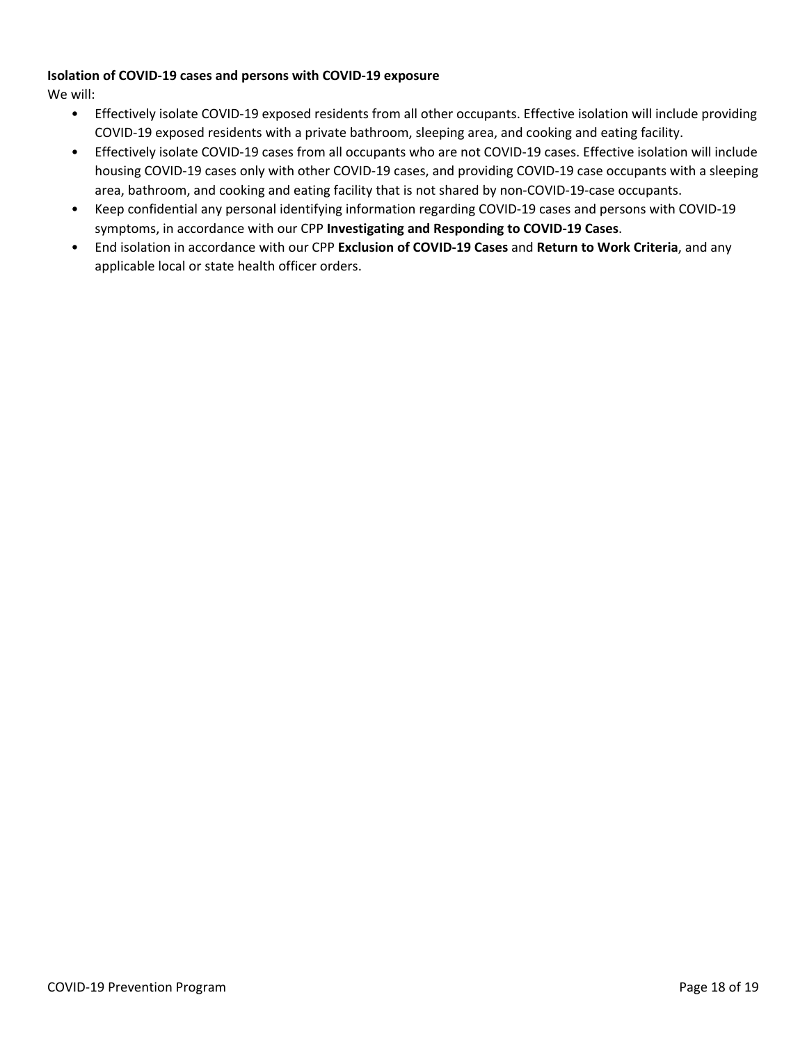**Isolation of COVID-19 cases and persons with COVID-19 exposure**

We will:

- Effectively isolate COVID-19 exposed residents from all other occupants. Effective isolation will include providing COVID-19 exposed residents with a private bathroom, sleeping area, and cooking and eating facility.
- Effectively isolate COVID-19 cases from all occupants who are not COVID-19 cases. Effective isolation will include housing COVID-19 cases only with other COVID-19 cases, and providing COVID-19 case occupants with a sleeping area, bathroom, and cooking and eating facility that is not shared by non-COVID-19-case occupants.
- Keep confidential any personal identifying information regarding COVID-19 cases and persons with COVID-19 symptoms, in accordance with our CPP **Investigating and Responding to COVID-19 Cases**.
- End isolation in accordance with our CPP **Exclusion of COVID-19 Cases** and **Return to Work Criteria**, and any applicable local or state health officer orders.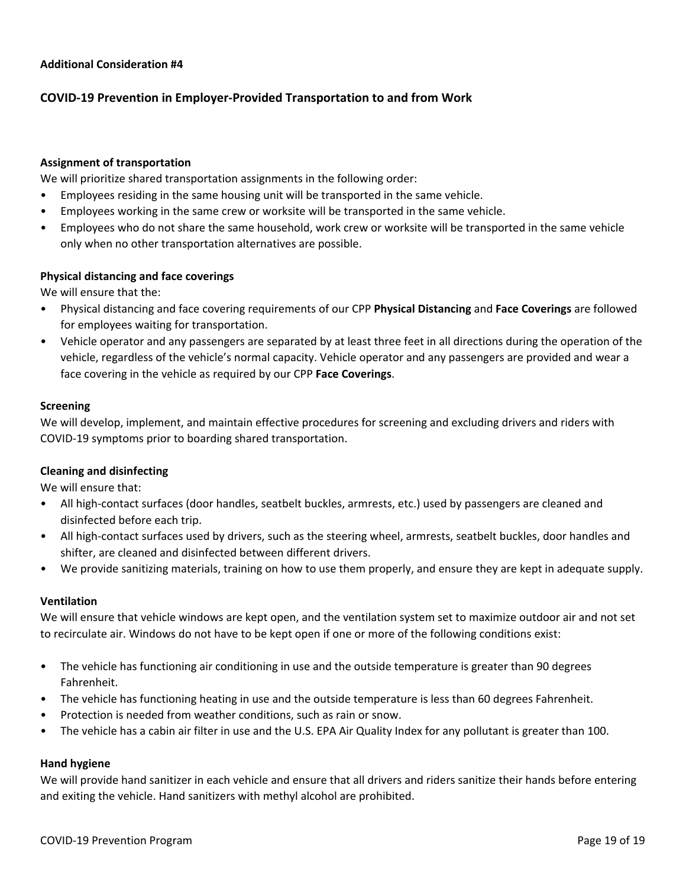**Additional Consideration #4**

## COVID-19 Prevention in Employer-Provided Transportation to and from Work

### Assignment of transportation

We will prioritize shared transportation assignments in the following order:

- Employees residing in the same housing unit will be transported in the same vehicle.
- Employees working in the same crew or worksite will be transported in the same vehicle.
- Employees who do not share the same household, work crew or worksite will be transported in the same vehicle only when no other transportation alternatives are possible.

### Physical distancing and face coverings

We will ensure that the:

- Physical distancing and face covering requirements of our CPP **Physical Distancing** and **Face Coverings** are followed for employees waiting for transportation.
- Vehicle operator and any passengers are separated by at least three feet in all directions during the operation of the vehicle, regardless of the vehicle's normal capacity. Vehicle operator and any passengers are provided and wear a face covering in the vehicle as required by our CPP **Face Coverings**.

### Screening

We will develop, implement, and maintain effective procedures for screening and excluding drivers and riders with COVID-19 symptoms prior to boarding shared transportation.

### Cleaning and disinfecting

We will ensure that:

- All high-contact surfaces (door handles, seatbelt buckles, armrests, etc.) used by passengers are cleaned and disinfected before each trip.
- All high-contact surfaces used by drivers, such as the steering wheel, armrests, seatbelt buckles, door handles and shifter, are cleaned and disinfected between different drivers.
- We provide sanitizing materials, training on how to use them properly, and ensure they are kept in adequate supply.

### Ventilation

We will ensure that vehicle windows are kept open, and the ventilation system set to maximize outdoor air and not set to recirculate air. Windows do not have to be kept open if one or more of the following conditions exist:

- The vehicle has functioning air conditioning in use and the outside temperature is greater than 90 degrees Fahrenheit.
- The vehicle has functioning heating in use and the outside temperature is less than 60 degrees Fahrenheit.
- Protection is needed from weather conditions, such as rain or snow.
- The vehicle has a cabin air filter in use and the U.S. EPA Air Quality Index for any pollutant is greater than 100.

### Hand hygiene

We will provide hand sanitizer in each vehicle and ensure that all drivers and riders sanitize their hands before entering and exiting the vehicle. Hand sanitizers with methyl alcohol are prohibited.